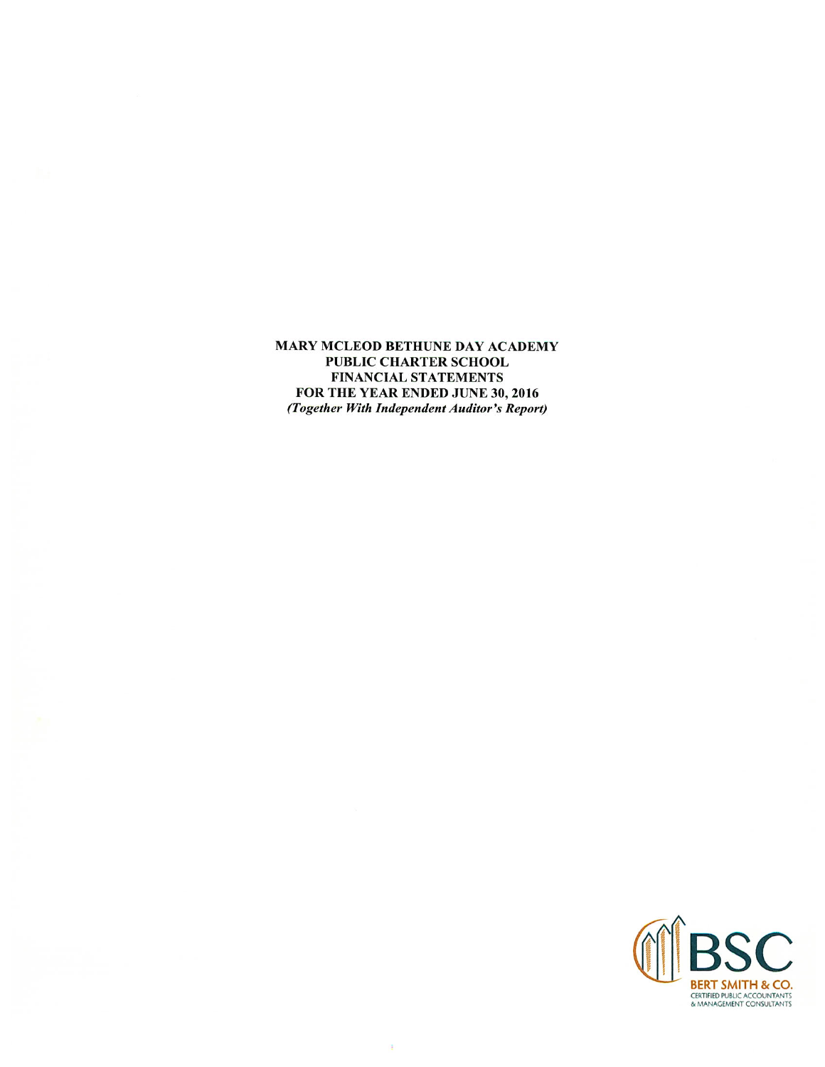**MARY MCLEOD BETHUNE DAY ACADEMY**
**PUBLIC CHARTER SCHOOL**
**FINANCIAL STATEMENTS**
**FOR THE YEAR ENDED JUNE 30, 2016**
***(Together With Independent Auditor's Report)***

BSC
BERT SMITH & CO.
CERTIFIED PUBLIC ACCOUNTANTS
& MANAGEMENT CONSULTANTS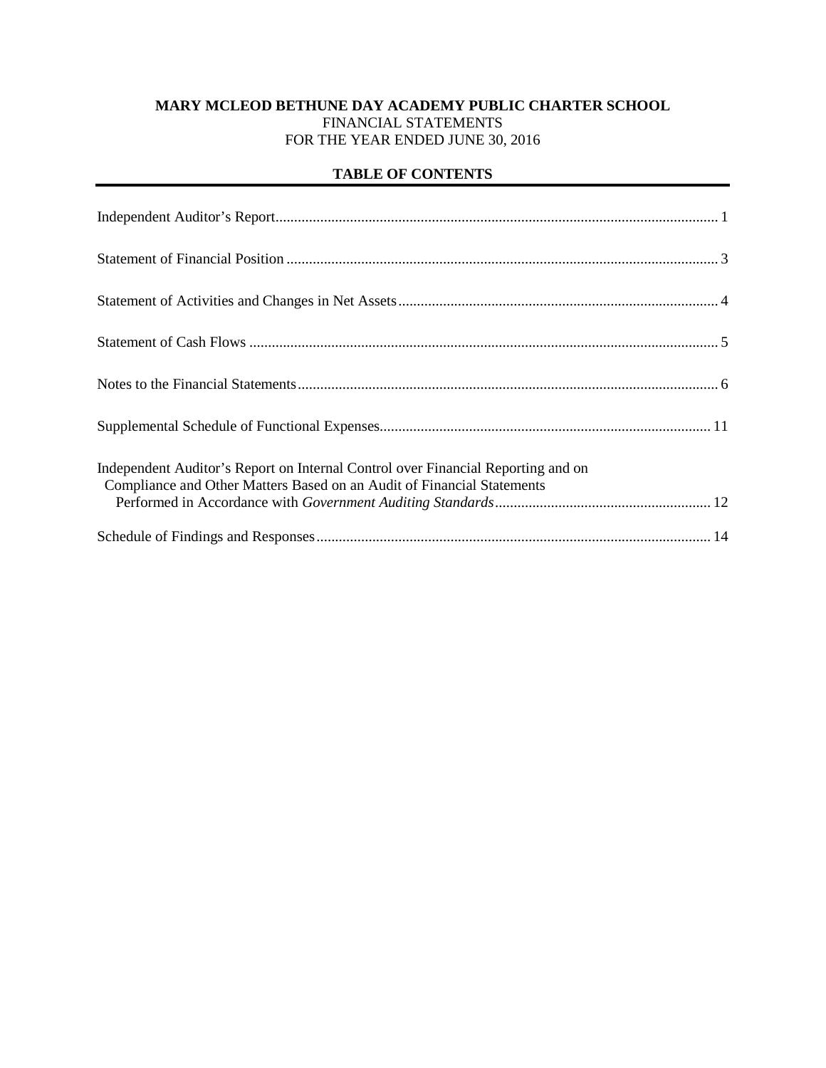**MARY MCLEOD BETHUNE DAY ACADEMY PUBLIC CHARTER SCHOOL**
FINANCIAL STATEMENTS
FOR THE YEAR ENDED JUNE 30, 2016

## TABLE OF CONTENTS

| | |
|---|---|
| Independent Auditor's Report | 1 |
| Statement of Financial Position | 3 |
| Statement of Activities and Changes in Net Assets | 4 |
| Statement of Cash Flows | 5 |
| Notes to the Financial Statements | 6 |
| Supplemental Schedule of Functional Expenses | 11 |
| Independent Auditor's Report on Internal Control over Financial Reporting and on Compliance and Other Matters Based on an Audit of Financial Statements Performed in Accordance with *Government Auditing Standards* | 12 |
| Schedule of Findings and Responses | 14 |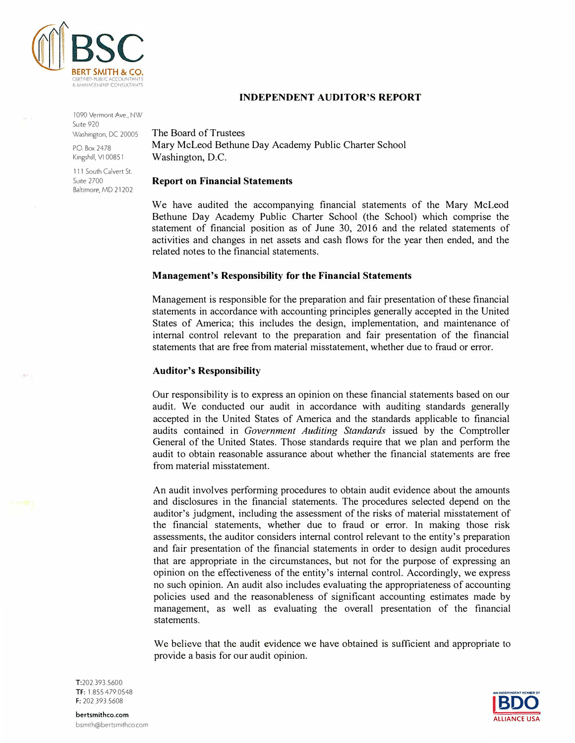# INDEPENDENT AUDITOR'S REPORT

The Board of Trustees
Mary McLeod Bethune Day Academy Public Charter School
Washington, D.C.

## Report on Financial Statements

We have audited the accompanying financial statements of the Mary McLeod Bethune Day Academy Public Charter School (the School) which comprise the statement of financial position as of June 30, 2016 and the related statements of activities and changes in net assets and cash flows for the year then ended, and the related notes to the financial statements.

## Management's Responsibility for the Financial Statements

Management is responsible for the preparation and fair presentation of these financial statements in accordance with accounting principles generally accepted in the United States of America; this includes the design, implementation, and maintenance of internal control relevant to the preparation and fair presentation of the financial statements that are free from material misstatement, whether due to fraud or error.

## Auditor's Responsibility

Our responsibility is to express an opinion on these financial statements based on our audit. We conducted our audit in accordance with auditing standards generally accepted in the United States of America and the standards applicable to financial audits contained in *Government Auditing Standards* issued by the Comptroller General of the United States. Those standards require that we plan and perform the audit to obtain reasonable assurance about whether the financial statements are free from material misstatement.

An audit involves performing procedures to obtain audit evidence about the amounts and disclosures in the financial statements. The procedures selected depend on the auditor's judgment, including the assessment of the risks of material misstatement of the financial statements, whether due to fraud or error. In making those risk assessments, the auditor considers internal control relevant to the entity's preparation and fair presentation of the financial statements in order to design audit procedures that are appropriate in the circumstances, but not for the purpose of expressing an opinion on the effectiveness of the entity's internal control. Accordingly, we express no such opinion. An audit also includes evaluating the appropriateness of accounting policies used and the reasonableness of significant accounting estimates made by management, as well as evaluating the overall presentation of the financial statements.

We believe that the audit evidence we have obtained is sufficient and appropriate to provide a basis for our audit opinion.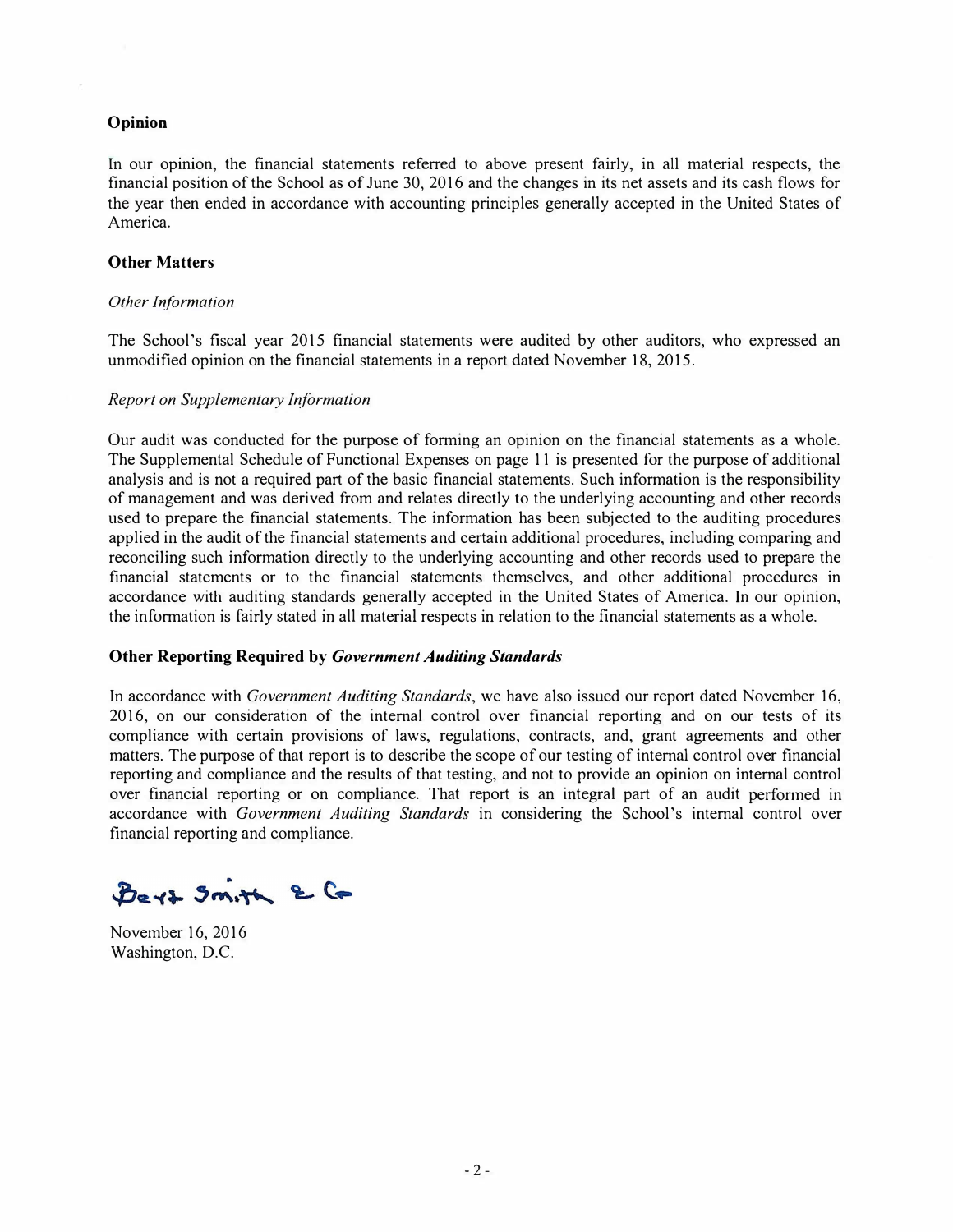## Opinion

In our opinion, the financial statements referred to above present fairly, in all material respects, the financial position of the School as of June 30, 2016 and the changes in its net assets and its cash flows for the year then ended in accordance with accounting principles generally accepted in the United States of America.

## Other Matters

*Other Information*

The School's fiscal year 2015 financial statements were audited by other auditors, who expressed an unmodified opinion on the financial statements in a report dated November 18, 2015.

*Report on Supplementary Information*

Our audit was conducted for the purpose of forming an opinion on the financial statements as a whole. The Supplemental Schedule of Functional Expenses on page 11 is presented for the purpose of additional analysis and is not a required part of the basic financial statements. Such information is the responsibility of management and was derived from and relates directly to the underlying accounting and other records used to prepare the financial statements. The information has been subjected to the auditing procedures applied in the audit of the financial statements and certain additional procedures, including comparing and reconciling such information directly to the underlying accounting and other records used to prepare the financial statements or to the financial statements themselves, and other additional procedures in accordance with auditing standards generally accepted in the United States of America. In our opinion, the information is fairly stated in all material respects in relation to the financial statements as a whole.

## Other Reporting Required by *Government Auditing Standards*

In accordance with *Government Auditing Standards*, we have also issued our report dated November 16, 2016, on our consideration of the internal control over financial reporting and on our tests of its compliance with certain provisions of laws, regulations, contracts, and, grant agreements and other matters. The purpose of that report is to describe the scope of our testing of internal control over financial reporting and compliance and the results of that testing, and not to provide an opinion on internal control over financial reporting or on compliance. That report is an integral part of an audit performed in accordance with *Government Auditing Standards* in considering the School's internal control over financial reporting and compliance.

Bert Smith & Co

November 16, 2016
Washington, D.C.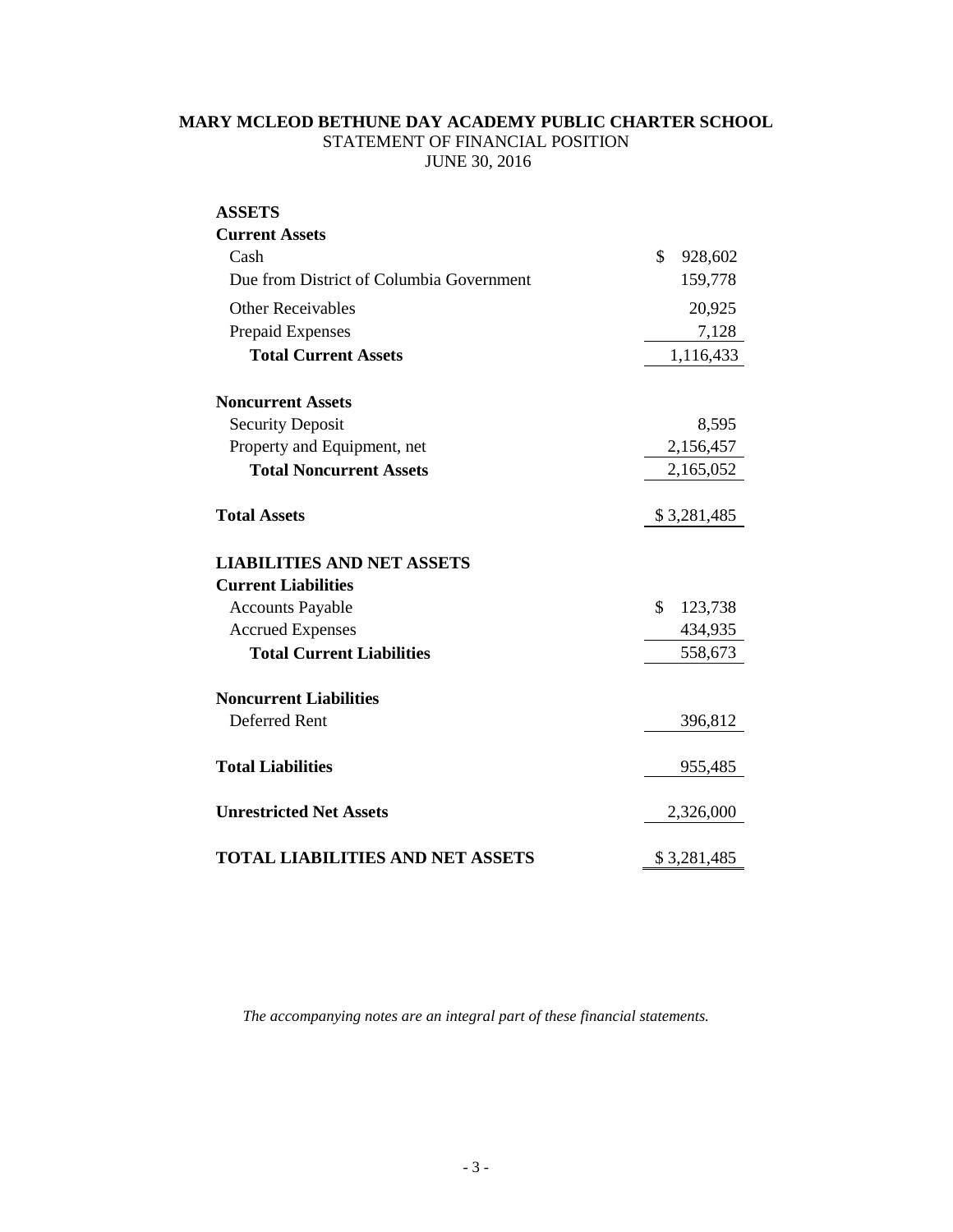**MARY MCLEOD BETHUNE DAY ACADEMY PUBLIC CHARTER SCHOOL**
STATEMENT OF FINANCIAL POSITION
JUNE 30, 2016

| | |
|---|---|
| **ASSETS** | |
| **Current Assets** | |
| Cash | $ 928,602 |
| Due from District of Columbia Government | 159,778 |
| Other Receivables | 20,925 |
| Prepaid Expenses | 7,128 |
| **Total Current Assets** | 1,116,433 |
| **Noncurrent Assets** | |
| Security Deposit | 8,595 |
| Property and Equipment, net | 2,156,457 |
| **Total Noncurrent Assets** | 2,165,052 |
| **Total Assets** | $ 3,281,485 |
| **LIABILITIES AND NET ASSETS** | |
| **Current Liabilities** | |
| Accounts Payable | $ 123,738 |
| Accrued Expenses | 434,935 |
| **Total Current Liabilities** | 558,673 |
| **Noncurrent Liabilities** | |
| Deferred Rent | 396,812 |
| **Total Liabilities** | 955,485 |
| **Unrestricted Net Assets** | 2,326,000 |
| **TOTAL LIABILITIES AND NET ASSETS** | $ 3,281,485 |

*The accompanying notes are an integral part of these financial statements.*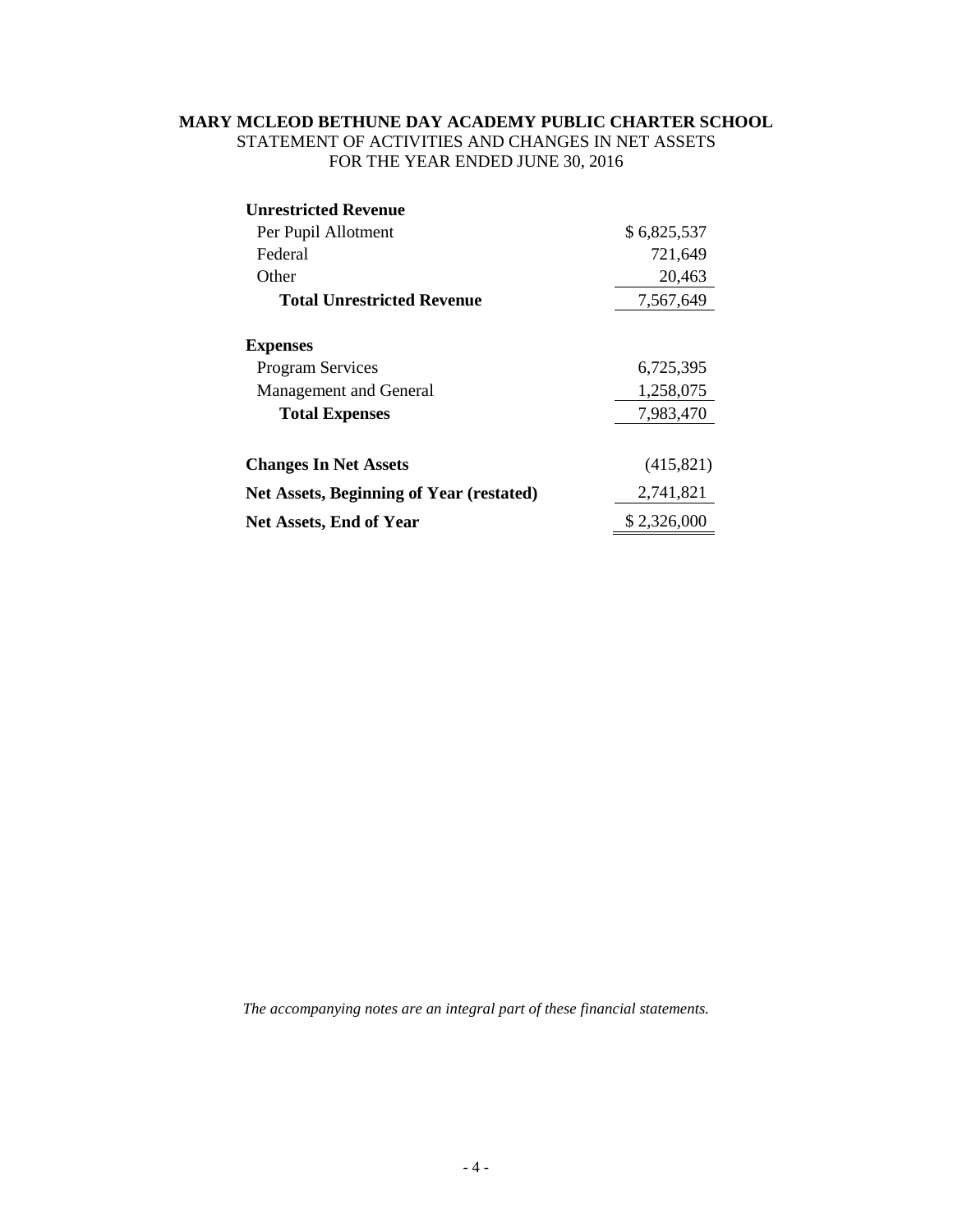**MARY MCLEOD BETHUNE DAY ACADEMY PUBLIC CHARTER SCHOOL**
STATEMENT OF ACTIVITIES AND CHANGES IN NET ASSETS
FOR THE YEAR ENDED JUNE 30, 2016

| | |
|---|---|
| **Unrestricted Revenue** | |
| Per Pupil Allotment | $ 6,825,537 |
| Federal | 721,649 |
| Other | 20,463 |
| **Total Unrestricted Revenue** | 7,567,649 |
| | |
| **Expenses** | |
| Program Services | 6,725,395 |
| Management and General | 1,258,075 |
| **Total Expenses** | 7,983,470 |
| | |
| **Changes In Net Assets** | (415,821) |
| **Net Assets, Beginning of Year (restated)** | 2,741,821 |
| **Net Assets, End of Year** | $ 2,326,000 |

*The accompanying notes are an integral part of these financial statements.*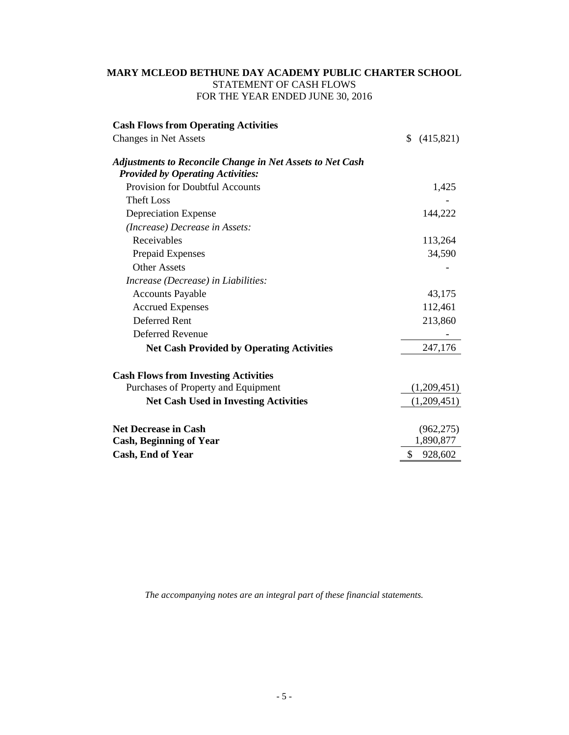# MARY MCLEOD BETHUNE DAY ACADEMY PUBLIC CHARTER SCHOOL

STATEMENT OF CASH FLOWS

FOR THE YEAR ENDED JUNE 30, 2016

| | |
|---|---|
| **Cash Flows from Operating Activities** | |
| Changes in Net Assets | $ (415,821) |
| ***Adjustments to Reconcile Change in Net Assets to Net Cash Provided by Operating Activities:*** | |
| Provision for Doubtful Accounts | 1,425 |
| Theft Loss | - |
| Depreciation Expense | 144,222 |
| *(Increase) Decrease in Assets:* | |
| Receivables | 113,264 |
| Prepaid Expenses | 34,590 |
| Other Assets | - |
| *Increase (Decrease) in Liabilities:* | |
| Accounts Payable | 43,175 |
| Accrued Expenses | 112,461 |
| Deferred Rent | 213,860 |
| Deferred Revenue | - |
| **Net Cash Provided by Operating Activities** | 247,176 |
| **Cash Flows from Investing Activities** | |
| Purchases of Property and Equipment | (1,209,451) |
| **Net Cash Used in Investing Activities** | (1,209,451) |
| **Net Decrease in Cash** | (962,275) |
| **Cash, Beginning of Year** | 1,890,877 |
| **Cash, End of Year** | $ 928,602 |

*The accompanying notes are an integral part of these financial statements.*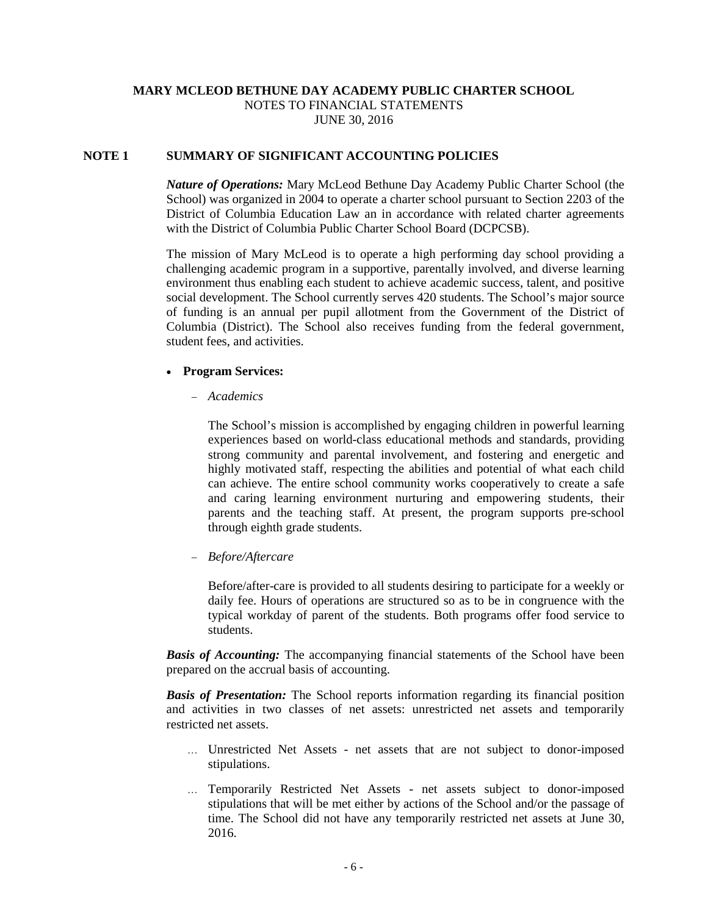**MARY MCLEOD BETHUNE DAY ACADEMY PUBLIC CHARTER SCHOOL**
NOTES TO FINANCIAL STATEMENTS
JUNE 30, 2016

## NOTE 1 SUMMARY OF SIGNIFICANT ACCOUNTING POLICIES

***Nature of Operations:*** Mary McLeod Bethune Day Academy Public Charter School (the School) was organized in 2004 to operate a charter school pursuant to Section 2203 of the District of Columbia Education Law an in accordance with related charter agreements with the District of Columbia Public Charter School Board (DCPCSB).

The mission of Mary McLeod is to operate a high performing day school providing a challenging academic program in a supportive, parentally involved, and diverse learning environment thus enabling each student to achieve academic success, talent, and positive social development. The School currently serves 420 students. The School's major source of funding is an annual per pupil allotment from the Government of the District of Columbia (District). The School also receives funding from the federal government, student fees, and activities.

- **Program Services:**
  - *Academics*

    The School's mission is accomplished by engaging children in powerful learning experiences based on world-class educational methods and standards, providing strong community and parental involvement, and fostering and energetic and highly motivated staff, respecting the abilities and potential of what each child can achieve. The entire school community works cooperatively to create a safe and caring learning environment nurturing and empowering students, their parents and the teaching staff. At present, the program supports pre-school through eighth grade students.

  - *Before/Aftercare*

    Before/after-care is provided to all students desiring to participate for a weekly or daily fee. Hours of operations are structured so as to be in congruence with the typical workday of parent of the students. Both programs offer food service to students.

***Basis of Accounting:*** The accompanying financial statements of the School have been prepared on the accrual basis of accounting.

***Basis of Presentation:*** The School reports information regarding its financial position and activities in two classes of net assets: unrestricted net assets and temporarily restricted net assets.

- Unrestricted Net Assets - net assets that are not subject to donor-imposed stipulations.
- Temporarily Restricted Net Assets - net assets subject to donor-imposed stipulations that will be met either by actions of the School and/or the passage of time. The School did not have any temporarily restricted net assets at June 30, 2016.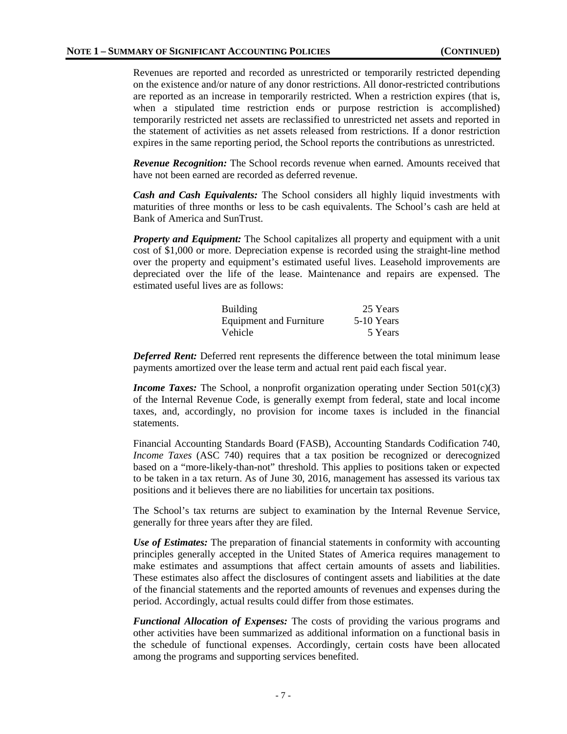## NOTE 1 – SUMMARY OF SIGNIFICANT ACCOUNTING POLICIES (CONTINUED)

Revenues are reported and recorded as unrestricted or temporarily restricted depending on the existence and/or nature of any donor restrictions. All donor-restricted contributions are reported as an increase in temporarily restricted. When a restriction expires (that is, when a stipulated time restriction ends or purpose restriction is accomplished) temporarily restricted net assets are reclassified to unrestricted net assets and reported in the statement of activities as net assets released from restrictions. If a donor restriction expires in the same reporting period, the School reports the contributions as unrestricted.

***Revenue Recognition:*** The School records revenue when earned. Amounts received that have not been earned are recorded as deferred revenue.

***Cash and Cash Equivalents:*** The School considers all highly liquid investments with maturities of three months or less to be cash equivalents. The School's cash are held at Bank of America and SunTrust.

***Property and Equipment:*** The School capitalizes all property and equipment with a unit cost of $1,000 or more. Depreciation expense is recorded using the straight-line method over the property and equipment's estimated useful lives. Leasehold improvements are depreciated over the life of the lease. Maintenance and repairs are expensed. The estimated useful lives are as follows:

| | |
|---|---|
| Building | 25 Years |
| Equipment and Furniture | 5-10 Years |
| Vehicle | 5 Years |

***Deferred Rent:*** Deferred rent represents the difference between the total minimum lease payments amortized over the lease term and actual rent paid each fiscal year.

***Income Taxes:*** The School, a nonprofit organization operating under Section 501(c)(3) of the Internal Revenue Code, is generally exempt from federal, state and local income taxes, and, accordingly, no provision for income taxes is included in the financial statements.

Financial Accounting Standards Board (FASB), Accounting Standards Codification 740, *Income Taxes* (ASC 740) requires that a tax position be recognized or derecognized based on a "more-likely-than-not" threshold. This applies to positions taken or expected to be taken in a tax return. As of June 30, 2016, management has assessed its various tax positions and it believes there are no liabilities for uncertain tax positions.

The School's tax returns are subject to examination by the Internal Revenue Service, generally for three years after they are filed.

***Use of Estimates:*** The preparation of financial statements in conformity with accounting principles generally accepted in the United States of America requires management to make estimates and assumptions that affect certain amounts of assets and liabilities. These estimates also affect the disclosures of contingent assets and liabilities at the date of the financial statements and the reported amounts of revenues and expenses during the period. Accordingly, actual results could differ from those estimates.

***Functional Allocation of Expenses:*** The costs of providing the various programs and other activities have been summarized as additional information on a functional basis in the schedule of functional expenses. Accordingly, certain costs have been allocated among the programs and supporting services benefited.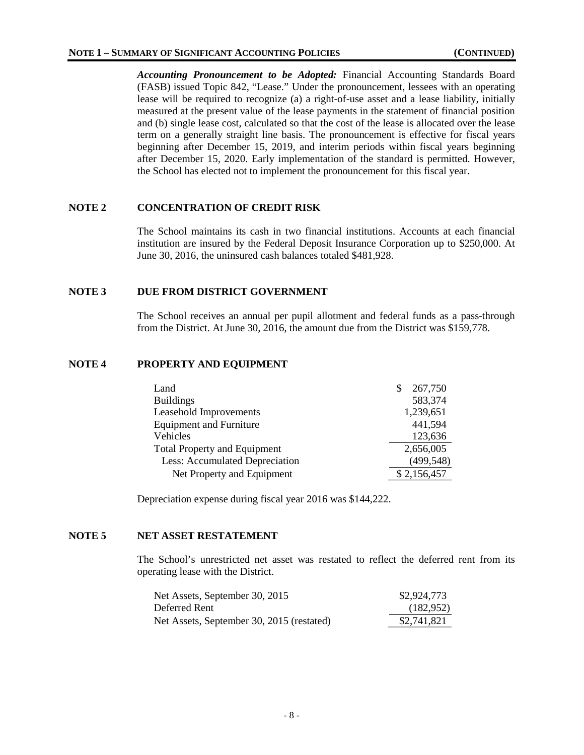## NOTE 1 – SUMMARY OF SIGNIFICANT ACCOUNTING POLICIES (CONTINUED)

***Accounting Pronouncement to be Adopted:*** Financial Accounting Standards Board (FASB) issued Topic 842, "Lease." Under the pronouncement, lessees with an operating lease will be required to recognize (a) a right-of-use asset and a lease liability, initially measured at the present value of the lease payments in the statement of financial position and (b) single lease cost, calculated so that the cost of the lease is allocated over the lease term on a generally straight line basis. The pronouncement is effective for fiscal years beginning after December 15, 2019, and interim periods within fiscal years beginning after December 15, 2020. Early implementation of the standard is permitted. However, the School has elected not to implement the pronouncement for this fiscal year.

## NOTE 2 CONCENTRATION OF CREDIT RISK

The School maintains its cash in two financial institutions. Accounts at each financial institution are insured by the Federal Deposit Insurance Corporation up to $250,000. At June 30, 2016, the uninsured cash balances totaled $481,928.

## NOTE 3 DUE FROM DISTRICT GOVERNMENT

The School receives an annual per pupil allotment and federal funds as a pass-through from the District. At June 30, 2016, the amount due from the District was $159,778.

## NOTE 4 PROPERTY AND EQUIPMENT

| | |
|---|---|
| Land | $ 267,750 |
| Buildings | 583,374 |
| Leasehold Improvements | 1,239,651 |
| Equipment and Furniture | 441,594 |
| Vehicles | 123,636 |
| Total Property and Equipment | 2,656,005 |
| Less: Accumulated Depreciation | (499,548) |
| Net Property and Equipment | $ 2,156,457 |

Depreciation expense during fiscal year 2016 was $144,222.

## NOTE 5 NET ASSET RESTATEMENT

The School's unrestricted net asset was restated to reflect the deferred rent from its operating lease with the District.

| | |
|---|---|
| Net Assets, September 30, 2015 | $2,924,773 |
| Deferred Rent | (182,952) |
| Net Assets, September 30, 2015 (restated) | $2,741,821 |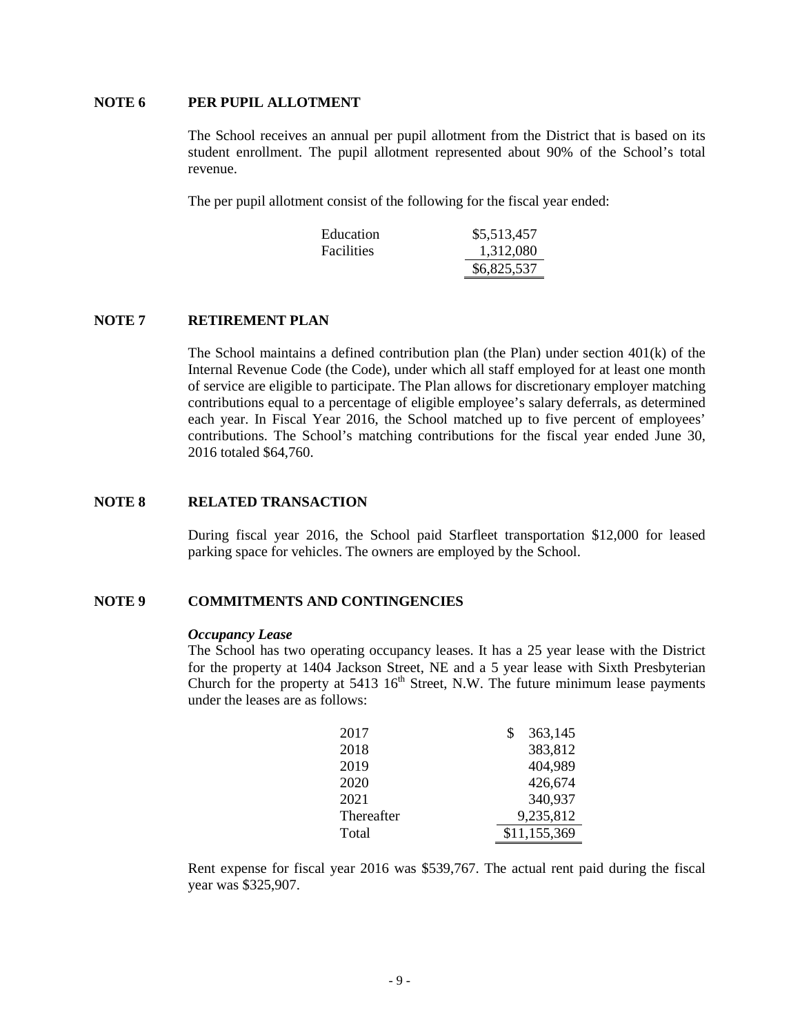## NOTE 6 PER PUPIL ALLOTMENT

The School receives an annual per pupil allotment from the District that is based on its student enrollment. The pupil allotment represented about 90% of the School's total revenue.

The per pupil allotment consist of the following for the fiscal year ended:

| | |
|---|---|
| Education | \$5,513,457 |
| Facilities | 1,312,080 |
| | \$6,825,537 |

## NOTE 7 RETIREMENT PLAN

The School maintains a defined contribution plan (the Plan) under section 401(k) of the Internal Revenue Code (the Code), under which all staff employed for at least one month of service are eligible to participate. The Plan allows for discretionary employer matching contributions equal to a percentage of eligible employee's salary deferrals, as determined each year. In Fiscal Year 2016, the School matched up to five percent of employees' contributions. The School's matching contributions for the fiscal year ended June 30, 2016 totaled \$64,760.

## NOTE 8 RELATED TRANSACTION

During fiscal year 2016, the School paid Starfleet transportation \$12,000 for leased parking space for vehicles. The owners are employed by the School.

## NOTE 9 COMMITMENTS AND CONTINGENCIES

***Occupancy Lease***

The School has two operating occupancy leases. It has a 25 year lease with the District for the property at 1404 Jackson Street, NE and a 5 year lease with Sixth Presbyterian Church for the property at 5413 16th Street, N.W. The future minimum lease payments under the leases are as follows:

| | |
|---|---|
| 2017 | \$ 363,145 |
| 2018 | 383,812 |
| 2019 | 404,989 |
| 2020 | 426,674 |
| 2021 | 340,937 |
| Thereafter | 9,235,812 |
| Total | \$11,155,369 |

Rent expense for fiscal year 2016 was \$539,767. The actual rent paid during the fiscal year was \$325,907.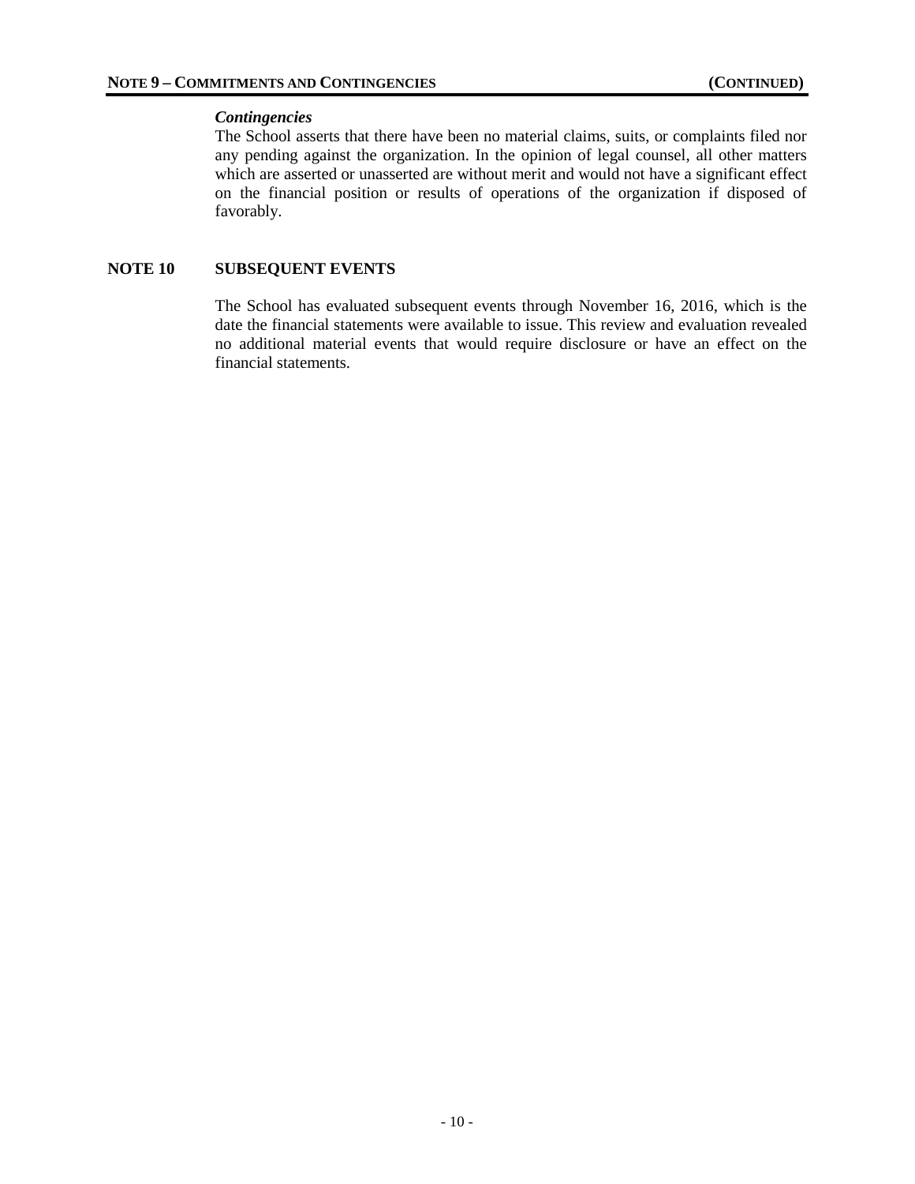## NOTE 9 – COMMITMENTS AND CONTINGENCIES (CONTINUED)

***Contingencies***

The School asserts that there have been no material claims, suits, or complaints filed nor any pending against the organization. In the opinion of legal counsel, all other matters which are asserted or unasserted are without merit and would not have a significant effect on the financial position or results of operations of the organization if disposed of favorably.

## NOTE 10 SUBSEQUENT EVENTS

The School has evaluated subsequent events through November 16, 2016, which is the date the financial statements were available to issue. This review and evaluation revealed no additional material events that would require disclosure or have an effect on the financial statements.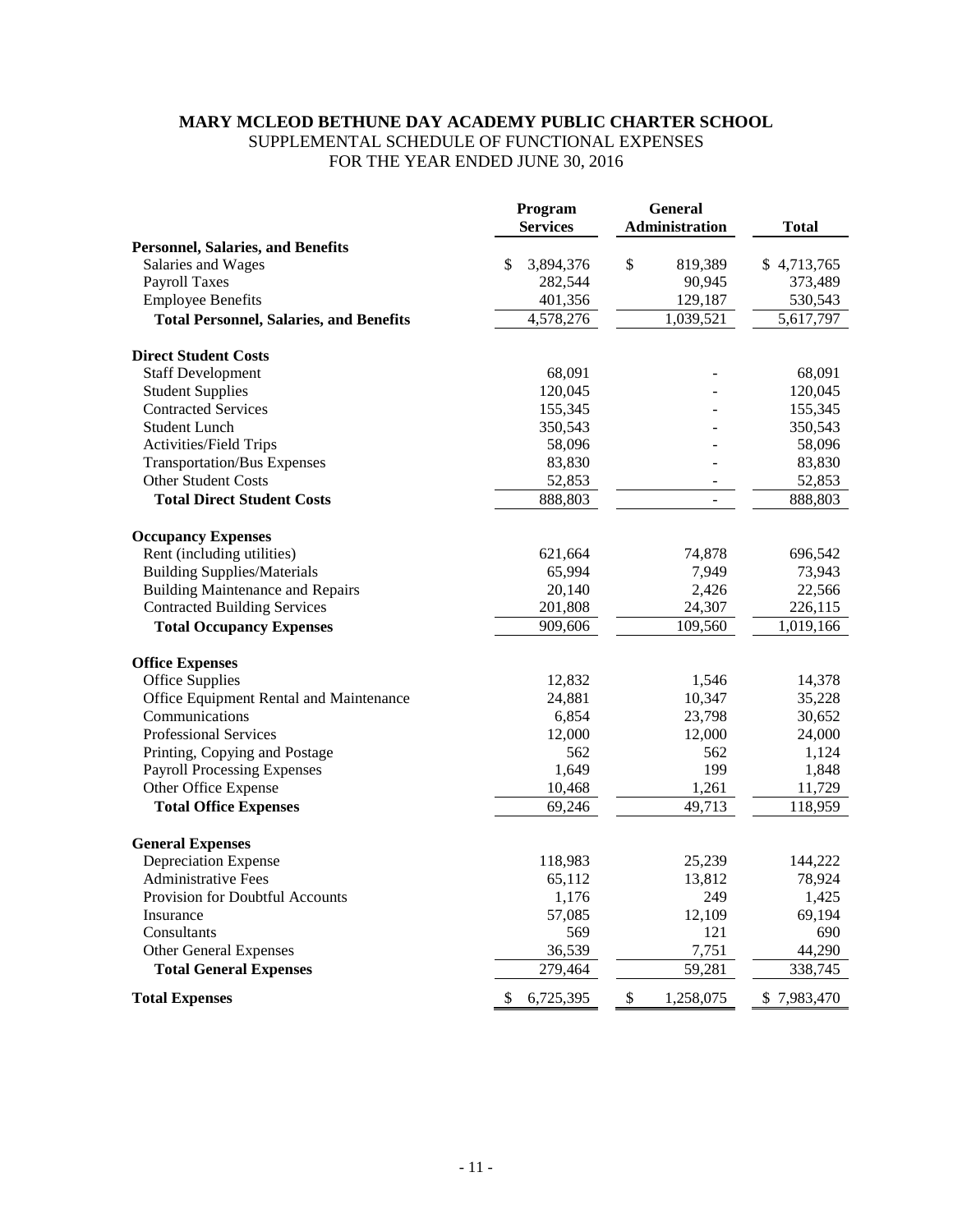# MARY MCLEOD BETHUNE DAY ACADEMY PUBLIC CHARTER SCHOOL

SUPPLEMENTAL SCHEDULE OF FUNCTIONAL EXPENSES

FOR THE YEAR ENDED JUNE 30, 2016

| | Program Services | General Administration | Total |
|---|---|---|---|
| **Personnel, Salaries, and Benefits** | | | |
| Salaries and Wages | $ 3,894,376 | $ 819,389 | $ 4,713,765 |
| Payroll Taxes | 282,544 | 90,945 | 373,489 |
| Employee Benefits | 401,356 | 129,187 | 530,543 |
| **Total Personnel, Salaries, and Benefits** | 4,578,276 | 1,039,521 | 5,617,797 |
| **Direct Student Costs** | | | |
| Staff Development | 68,091 | - | 68,091 |
| Student Supplies | 120,045 | - | 120,045 |
| Contracted Services | 155,345 | - | 155,345 |
| Student Lunch | 350,543 | - | 350,543 |
| Activities/Field Trips | 58,096 | - | 58,096 |
| Transportation/Bus Expenses | 83,830 | - | 83,830 |
| Other Student Costs | 52,853 | - | 52,853 |
| **Total Direct Student Costs** | 888,803 | - | 888,803 |
| **Occupancy Expenses** | | | |
| Rent (including utilities) | 621,664 | 74,878 | 696,542 |
| Building Supplies/Materials | 65,994 | 7,949 | 73,943 |
| Building Maintenance and Repairs | 20,140 | 2,426 | 22,566 |
| Contracted Building Services | 201,808 | 24,307 | 226,115 |
| **Total Occupancy Expenses** | 909,606 | 109,560 | 1,019,166 |
| **Office Expenses** | | | |
| Office Supplies | 12,832 | 1,546 | 14,378 |
| Office Equipment Rental and Maintenance | 24,881 | 10,347 | 35,228 |
| Communications | 6,854 | 23,798 | 30,652 |
| Professional Services | 12,000 | 12,000 | 24,000 |
| Printing, Copying and Postage | 562 | 562 | 1,124 |
| Payroll Processing Expenses | 1,649 | 199 | 1,848 |
| Other Office Expense | 10,468 | 1,261 | 11,729 |
| **Total Office Expenses** | 69,246 | 49,713 | 118,959 |
| **General Expenses** | | | |
| Depreciation Expense | 118,983 | 25,239 | 144,222 |
| Administrative Fees | 65,112 | 13,812 | 78,924 |
| Provision for Doubtful Accounts | 1,176 | 249 | 1,425 |
| Insurance | 57,085 | 12,109 | 69,194 |
| Consultants | 569 | 121 | 690 |
| Other General Expenses | 36,539 | 7,751 | 44,290 |
| **Total General Expenses** | 279,464 | 59,281 | 338,745 |
| **Total Expenses** | $ 6,725,395 | $ 1,258,075 | $ 7,983,470 |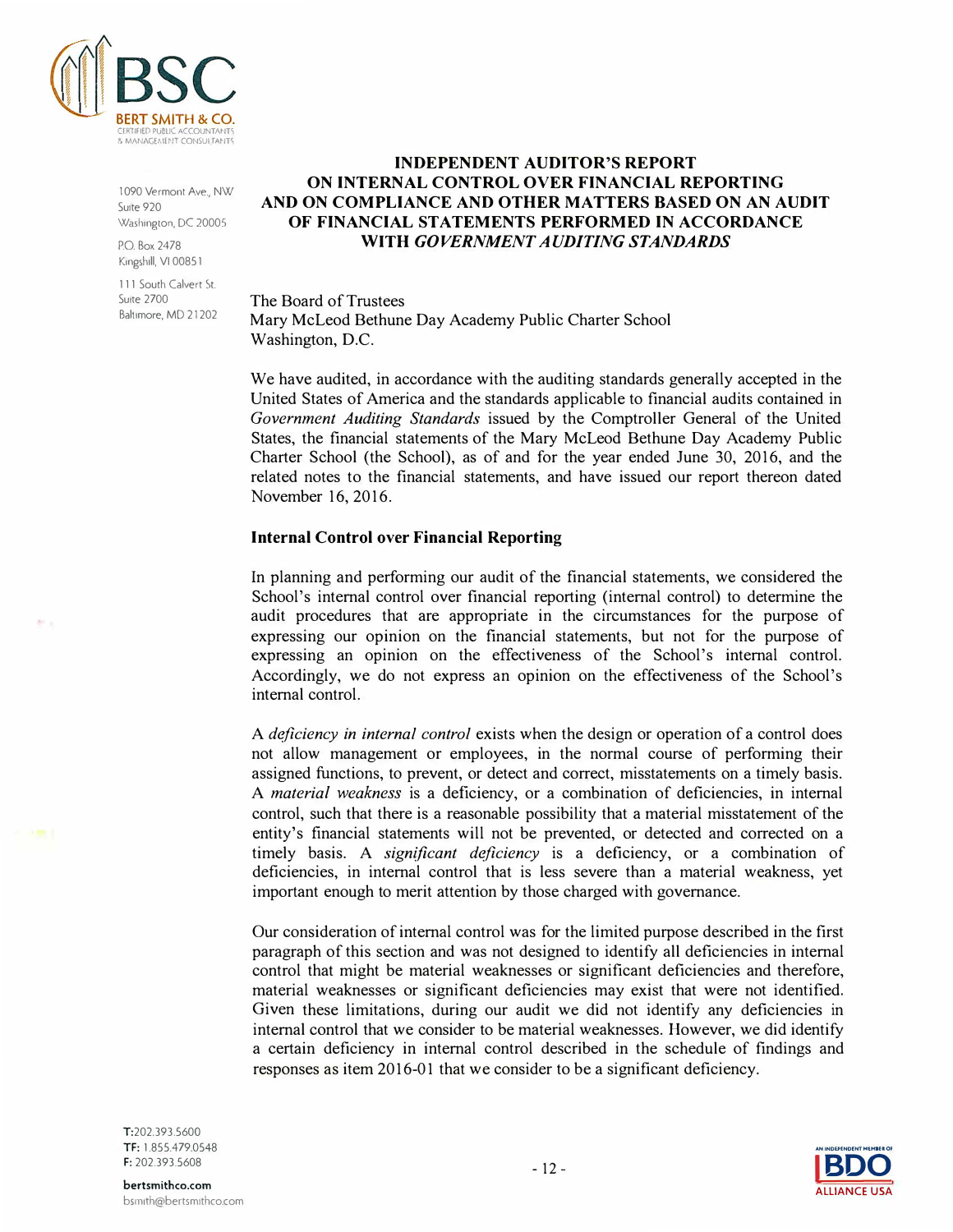# INDEPENDENT AUDITOR'S REPORT ON INTERNAL CONTROL OVER FINANCIAL REPORTING AND ON COMPLIANCE AND OTHER MATTERS BASED ON AN AUDIT OF FINANCIAL STATEMENTS PERFORMED IN ACCORDANCE WITH *GOVERNMENT AUDITING STANDARDS*

The Board of Trustees
Mary McLeod Bethune Day Academy Public Charter School
Washington, D.C.

We have audited, in accordance with the auditing standards generally accepted in the United States of America and the standards applicable to financial audits contained in *Government Auditing Standards* issued by the Comptroller General of the United States, the financial statements of the Mary McLeod Bethune Day Academy Public Charter School (the School), as of and for the year ended June 30, 2016, and the related notes to the financial statements, and have issued our report thereon dated November 16, 2016.

## Internal Control over Financial Reporting

In planning and performing our audit of the financial statements, we considered the School's internal control over financial reporting (internal control) to determine the audit procedures that are appropriate in the circumstances for the purpose of expressing our opinion on the financial statements, but not for the purpose of expressing an opinion on the effectiveness of the School's internal control. Accordingly, we do not express an opinion on the effectiveness of the School's internal control.

A *deficiency in internal control* exists when the design or operation of a control does not allow management or employees, in the normal course of performing their assigned functions, to prevent, or detect and correct, misstatements on a timely basis. A *material weakness* is a deficiency, or a combination of deficiencies, in internal control, such that there is a reasonable possibility that a material misstatement of the entity's financial statements will not be prevented, or detected and corrected on a timely basis. A *significant deficiency* is a deficiency, or a combination of deficiencies, in internal control that is less severe than a material weakness, yet important enough to merit attention by those charged with governance.

Our consideration of internal control was for the limited purpose described in the first paragraph of this section and was not designed to identify all deficiencies in internal control that might be material weaknesses or significant deficiencies and therefore, material weaknesses or significant deficiencies may exist that were not identified. Given these limitations, during our audit we did not identify any deficiencies in internal control that we consider to be material weaknesses. However, we did identify a certain deficiency in internal control described in the schedule of findings and responses as item 2016-01 that we consider to be a significant deficiency.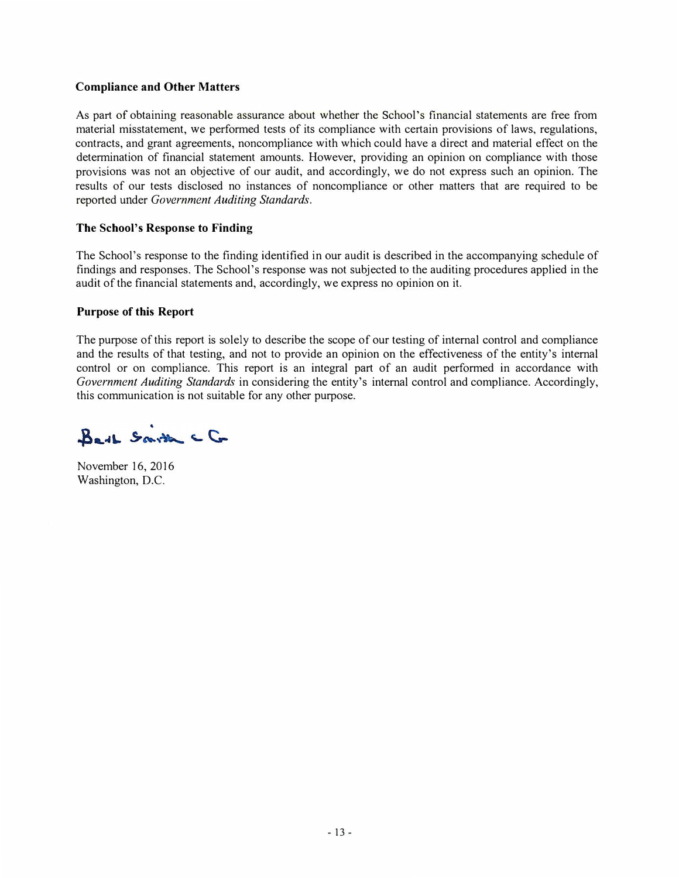### Compliance and Other Matters

As part of obtaining reasonable assurance about whether the School's financial statements are free from material misstatement, we performed tests of its compliance with certain provisions of laws, regulations, contracts, and grant agreements, noncompliance with which could have a direct and material effect on the determination of financial statement amounts. However, providing an opinion on compliance with those provisions was not an objective of our audit, and accordingly, we do not express such an opinion. The results of our tests disclosed no instances of noncompliance or other matters that are required to be reported under *Government Auditing Standards*.

### The School's Response to Finding

The School's response to the finding identified in our audit is described in the accompanying schedule of findings and responses. The School's response was not subjected to the auditing procedures applied in the audit of the financial statements and, accordingly, we express no opinion on it.

### Purpose of this Report

The purpose of this report is solely to describe the scope of our testing of internal control and compliance and the results of that testing, and not to provide an opinion on the effectiveness of the entity's internal control or on compliance. This report is an integral part of an audit performed in accordance with *Government Auditing Standards* in considering the entity's internal control and compliance. Accordingly, this communication is not suitable for any other purpose.

Bert Smith & Co.

November 16, 2016
Washington, D.C.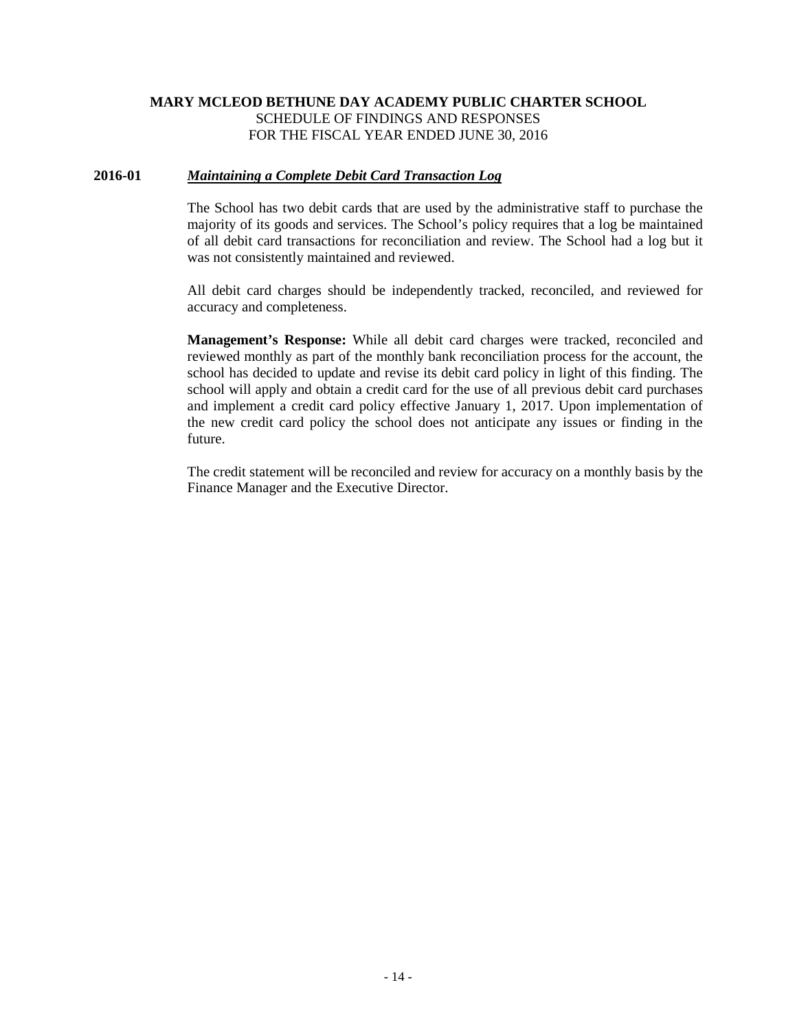**MARY MCLEOD BETHUNE DAY ACADEMY PUBLIC CHARTER SCHOOL**
SCHEDULE OF FINDINGS AND RESPONSES
FOR THE FISCAL YEAR ENDED JUNE 30, 2016

**2016-01** ***Maintaining a Complete Debit Card Transaction Log***

The School has two debit cards that are used by the administrative staff to purchase the majority of its goods and services. The School's policy requires that a log be maintained of all debit card transactions for reconciliation and review. The School had a log but it was not consistently maintained and reviewed.

All debit card charges should be independently tracked, reconciled, and reviewed for accuracy and completeness.

**Management's Response:** While all debit card charges were tracked, reconciled and reviewed monthly as part of the monthly bank reconciliation process for the account, the school has decided to update and revise its debit card policy in light of this finding. The school will apply and obtain a credit card for the use of all previous debit card purchases and implement a credit card policy effective January 1, 2017. Upon implementation of the new credit card policy the school does not anticipate any issues or finding in the future.

The credit statement will be reconciled and review for accuracy on a monthly basis by the Finance Manager and the Executive Director.